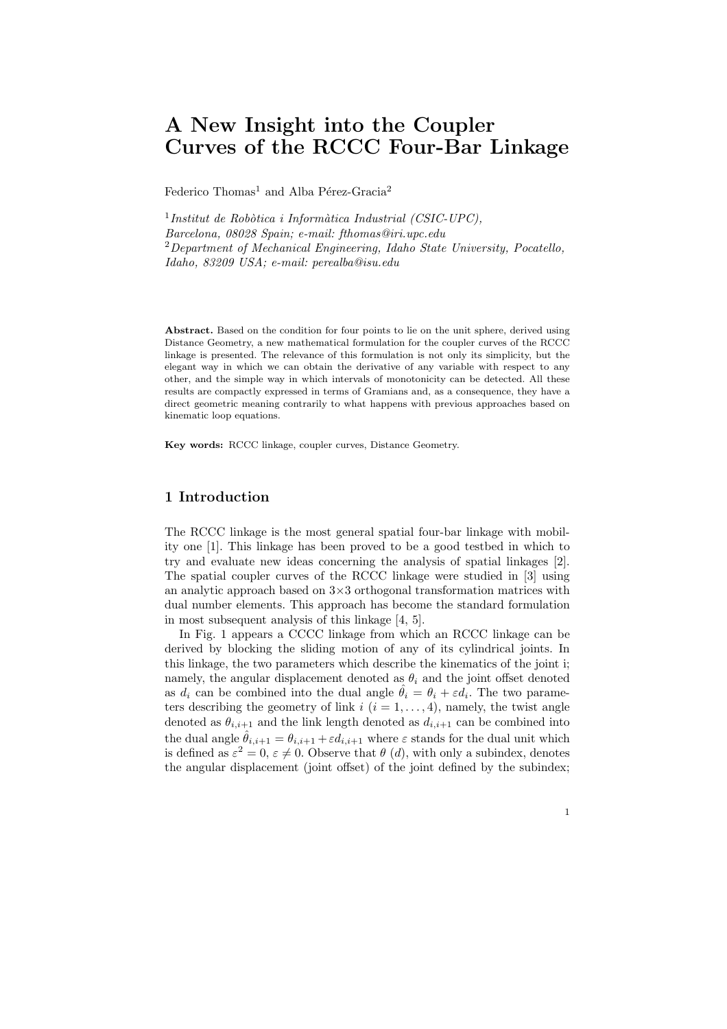# A New Insight into the Coupler Curves of the RCCC Four-Bar Linkage

Federico Thomas[1] and Alba Pérez-Gracia[2]

[1] *Institut de Robòtica i Informàtica Industrial (CSIC-UPC), Barcelona, 08028 Spain; e-mail: fthomas@iri.upc.edu*
[2] *Department of Mechanical Engineering, Idaho State University, Pocatello, Idaho, 83209 USA; e-mail: perealba@isu.edu*

**Abstract.** Based on the condition for four points to lie on the unit sphere, derived using Distance Geometry, a new mathematical formulation for the coupler curves of the RCCC linkage is presented. The relevance of this formulation is not only its simplicity, but the elegant way in which we can obtain the derivative of any variable with respect to any other, and the simple way in which intervals of monotonicity can be detected. All these results are compactly expressed in terms of Gramians and, as a consequence, they have a direct geometric meaning contrarily to what happens with previous approaches based on kinematic loop equations.

**Key words:** RCCC linkage, coupler curves, Distance Geometry.

## 1 Introduction

The RCCC linkage is the most general spatial four-bar linkage with mobility one [1]. This linkage has been proved to be a good testbed in which to try and evaluate new ideas concerning the analysis of spatial linkages [2]. The spatial coupler curves of the RCCC linkage were studied in [3] using an analytic approach based on 3×3 orthogonal transformation matrices with dual number elements. This approach has become the standard formulation in most subsequent analysis of this linkage [4, 5].

In Fig. 1 appears a CCCC linkage from which an RCCC linkage can be derived by blocking the sliding motion of any of its cylindrical joints. In this linkage, the two parameters which describe the kinematics of the joint i; namely, the angular displacement denoted as $\theta_i$ and the joint offset denoted as $d_i$ can be combined into the dual angle $\hat{\theta}_i = \theta_i + \varepsilon d_i$. The two parameters describing the geometry of link $i$ $(i = 1, \ldots, 4)$, namely, the twist angle denoted as $\theta_{i,i+1}$ and the link length denoted as $d_{i,i+1}$ can be combined into the dual angle $\hat{\theta}_{i,i+1} = \theta_{i,i+1} + \varepsilon d_{i,i+1}$ where $\varepsilon$ stands for the dual unit which is defined as $\varepsilon^2 = 0$, $\varepsilon \neq 0$. Observe that $\theta$ $(d)$, with only a subindex, denotes the angular displacement (joint offset) of the joint defined by the subindex;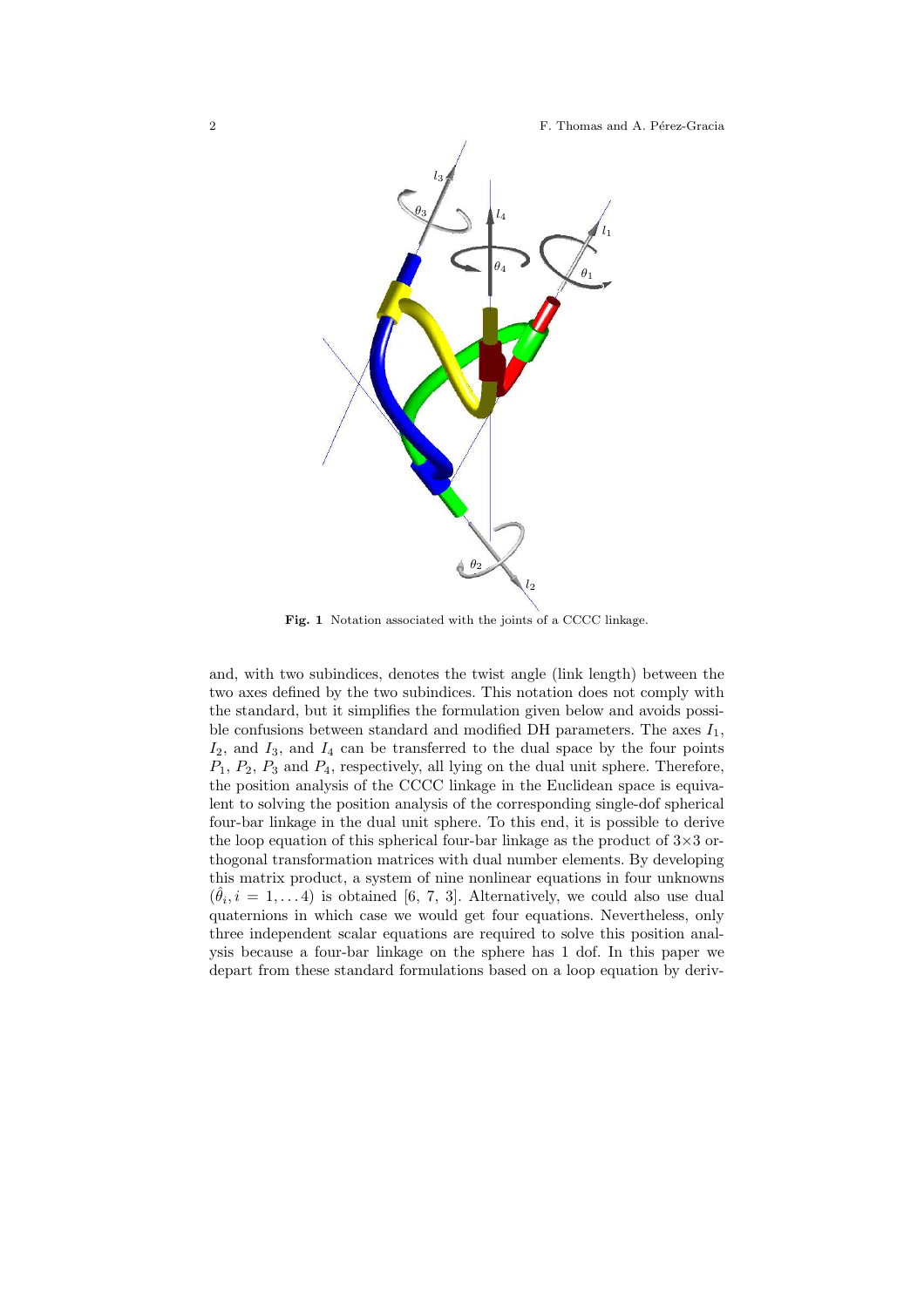**Fig. 1** Notation associated with the joints of a CCCC linkage.

and, with two subindices, denotes the twist angle (link length) between the two axes defined by the two subindices. This notation does not comply with the standard, but it simplifies the formulation given below and avoids possible confusions between standard and modified DH parameters. The axes $I_1$, $I_2$, and $I_3$, and $I_4$ can be transferred to the dual space by the four points $P_1$, $P_2$, $P_3$ and $P_4$, respectively, all lying on the dual unit sphere. Therefore, the position analysis of the CCCC linkage in the Euclidean space is equivalent to solving the position analysis of the corresponding single-dof spherical four-bar linkage in the dual unit sphere. To this end, it is possible to derive the loop equation of this spherical four-bar linkage as the product of $3\times3$ orthogonal transformation matrices with dual number elements. By developing this matrix product, a system of nine nonlinear equations in four unknowns $(\hat{\theta}_i, i = 1, \ldots 4)$ is obtained [6, 7, 3]. Alternatively, we could also use dual quaternions in which case we would get four equations. Nevertheless, only three independent scalar equations are required to solve this position analysis because a four-bar linkage on the sphere has 1 dof. In this paper we depart from these standard formulations based on a loop equation by deriv-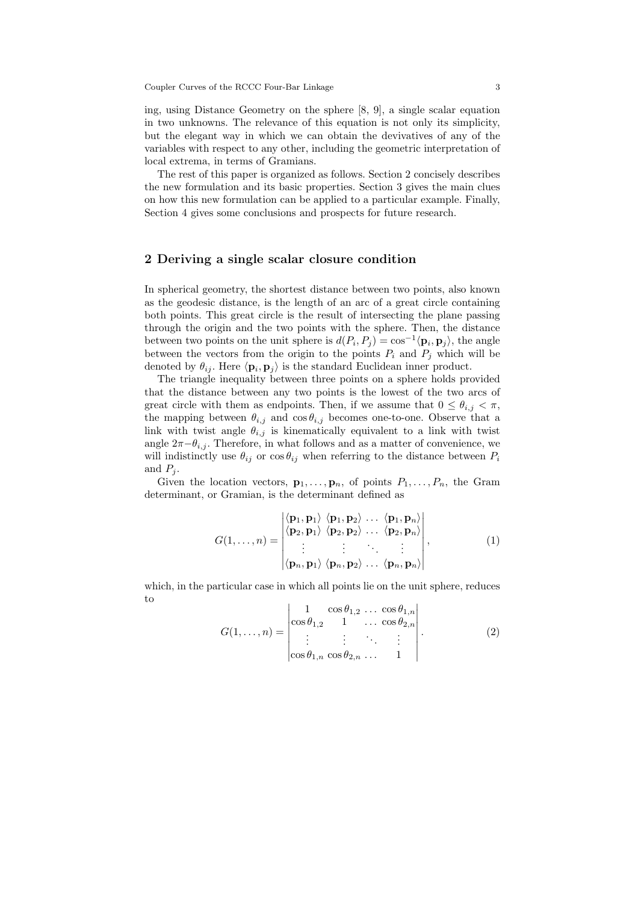ing, using Distance Geometry on the sphere [8, 9], a single scalar equation in two unknowns. The relevance of this equation is not only its simplicity, but the elegant way in which we can obtain the devivatives of any of the variables with respect to any other, including the geometric interpretation of local extrema, in terms of Gramians.

The rest of this paper is organized as follows. Section 2 concisely describes the new formulation and its basic properties. Section 3 gives the main clues on how this new formulation can be applied to a particular example. Finally, Section 4 gives some conclusions and prospects for future research.

## 2 Deriving a single scalar closure condition

In spherical geometry, the shortest distance between two points, also known as the geodesic distance, is the length of an arc of a great circle containing both points. This great circle is the result of intersecting the plane passing through the origin and the two points with the sphere. Then, the distance between two points on the unit sphere is $d(P_i, P_j) = \cos^{-1}\langle \mathbf{p}_i, \mathbf{p}_j \rangle$, the angle between the vectors from the origin to the points $P_i$ and $P_j$ which will be denoted by $\theta_{ij}$. Here $\langle \mathbf{p}_i, \mathbf{p}_j \rangle$ is the standard Euclidean inner product.

The triangle inequality between three points on a sphere holds provided that the distance between any two points is the lowest of the two arcs of great circle with them as endpoints. Then, if we assume that $0 \leq \theta_{i,j} < \pi$, the mapping between $\theta_{i,j}$ and $\cos\theta_{i,j}$ becomes one-to-one. Observe that a link with twist angle $\theta_{i,j}$ is kinematically equivalent to a link with twist angle $2\pi - \theta_{i,j}$. Therefore, in what follows and as a matter of convenience, we will indistinctly use $\theta_{ij}$ or $\cos\theta_{ij}$ when referring to the distance between $P_i$ and $P_j$.

Given the location vectors, $\mathbf{p}_1, \ldots, \mathbf{p}_n$, of points $P_1, \ldots, P_n$, the Gram determinant, or Gramian, is the determinant defined as

$$G(1,\ldots,n) = \begin{vmatrix} \langle \mathbf{p}_1, \mathbf{p}_1 \rangle & \langle \mathbf{p}_1, \mathbf{p}_2 \rangle & \ldots & \langle \mathbf{p}_1, \mathbf{p}_n \rangle \\ \langle \mathbf{p}_2, \mathbf{p}_1 \rangle & \langle \mathbf{p}_2, \mathbf{p}_2 \rangle & \ldots & \langle \mathbf{p}_2, \mathbf{p}_n \rangle \\ \vdots & \vdots & \ddots & \vdots \\ \langle \mathbf{p}_n, \mathbf{p}_1 \rangle & \langle \mathbf{p}_n, \mathbf{p}_2 \rangle & \ldots & \langle \mathbf{p}_n, \mathbf{p}_n \rangle \end{vmatrix}, \tag{1}$$

which, in the particular case in which all points lie on the unit sphere, reduces to

$$G(1,\ldots,n) = \begin{vmatrix} 1 & \cos\theta_{1,2} & \ldots & \cos\theta_{1,n} \\ \cos\theta_{1,2} & 1 & \ldots & \cos\theta_{2,n} \\ \vdots & \vdots & \ddots & \vdots \\ \cos\theta_{1,n} & \cos\theta_{2,n} & \ldots & 1 \end{vmatrix}. \tag{2}$$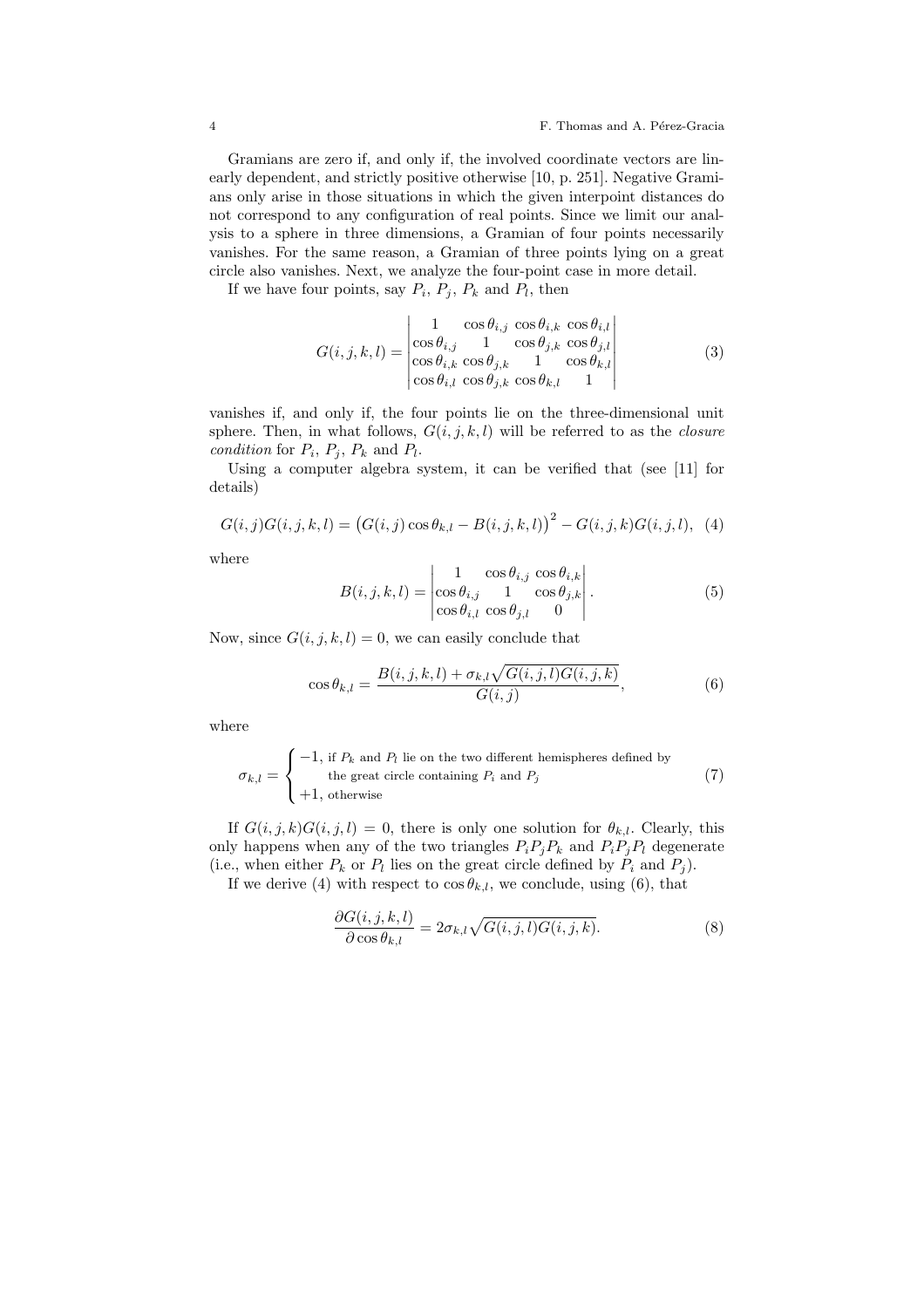Gramians are zero if, and only if, the involved coordinate vectors are linearly dependent, and strictly positive otherwise [10, p. 251]. Negative Gramians only arise in those situations in which the given interpoint distances do not correspond to any configuration of real points. Since we limit our analysis to a sphere in three dimensions, a Gramian of four points necessarily vanishes. For the same reason, a Gramian of three points lying on a great circle also vanishes. Next, we analyze the four-point case in more detail.

If we have four points, say $P_i$, $P_j$, $P_k$ and $P_l$, then

$$G(i,j,k,l) = \begin{vmatrix} 1 & \cos\theta_{i,j} & \cos\theta_{i,k} & \cos\theta_{i,l} \\ \cos\theta_{i,j} & 1 & \cos\theta_{j,k} & \cos\theta_{j,l} \\ \cos\theta_{i,k} & \cos\theta_{j,k} & 1 & \cos\theta_{k,l} \\ \cos\theta_{i,l} & \cos\theta_{j,k} & \cos\theta_{k,l} & 1 \end{vmatrix} \tag{3}$$

vanishes if, and only if, the four points lie on the three-dimensional unit sphere. Then, in what follows, $G(i,j,k,l)$ will be referred to as the *closure condition* for $P_i$, $P_j$, $P_k$ and $P_l$.

Using a computer algebra system, it can be verified that (see [11] for details)

$$G(i,j)G(i,j,k,l) = \big(G(i,j)\cos\theta_{k,l} - B(i,j,k,l)\big)^2 - G(i,j,k)G(i,j,l), \tag{4}$$

where

$$B(i,j,k,l) = \begin{vmatrix} 1 & \cos\theta_{i,j} & \cos\theta_{i,k} \\ \cos\theta_{i,j} & 1 & \cos\theta_{j,k} \\ \cos\theta_{i,l} & \cos\theta_{j,l} & 0 \end{vmatrix}. \tag{5}$$

Now, since $G(i,j,k,l) = 0$, we can easily conclude that

$$\cos\theta_{k,l} = \frac{B(i,j,k,l) + \sigma_{k,l}\sqrt{G(i,j,l)G(i,j,k)}}{G(i,j)}, \tag{6}$$

where

$$\sigma_{k,l} = \begin{cases} -1, & \text{if } P_k \text{ and } P_l \text{ lie on the two different hemispheres defined by} \\ & \quad \text{the great circle containing } P_i \text{ and } P_j \\ +1, & \text{otherwise} \end{cases} \tag{7}$$

If $G(i,j,k)G(i,j,l) = 0$, there is only one solution for $\theta_{k,l}$. Clearly, this only happens when any of the two triangles $P_iP_jP_k$ and $P_iP_jP_l$ degenerate (i.e., when either $P_k$ or $P_l$ lies on the great circle defined by $P_i$ and $P_j$).

If we derive (4) with respect to $\cos\theta_{k,l}$, we conclude, using (6), that

$$\frac{\partial G(i,j,k,l)}{\partial \cos\theta_{k,l}} = 2\sigma_{k,l}\sqrt{G(i,j,l)G(i,j,k)}. \tag{8}$$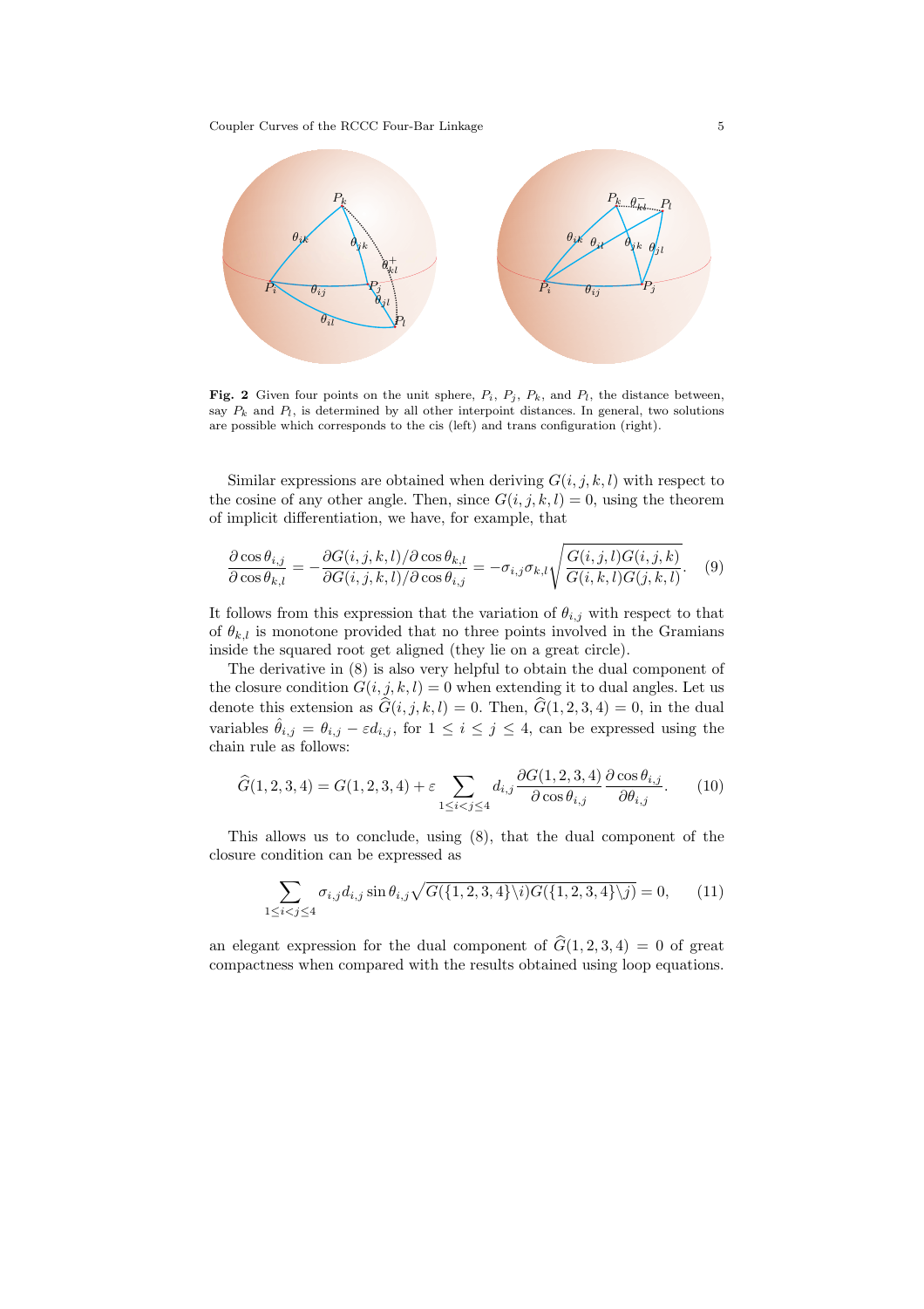**Fig. 2** Given four points on the unit sphere, $P_i$, $P_j$, $P_k$, and $P_l$, the distance between, say $P_k$ and $P_l$, is determined by all other interpoint distances. In general, two solutions are possible which corresponds to the cis (left) and trans configuration (right).

Similar expressions are obtained when deriving $G(i,j,k,l)$ with respect to the cosine of any other angle. Then, since $G(i,j,k,l)=0$, using the theorem of implicit differentiation, we have, for example, that

$$\frac{\partial \cos\theta_{i,j}}{\partial \cos\theta_{k,l}} = -\frac{\partial G(i,j,k,l)/\partial \cos\theta_{k,l}}{\partial G(i,j,k,l)/\partial \cos\theta_{i,j}} = -\sigma_{i,j}\sigma_{k,l}\sqrt{\frac{G(i,j,l)G(i,j,k)}{G(i,k,l)G(j,k,l)}}. \quad (9)$$

It follows from this expression that the variation of $\theta_{i,j}$ with respect to that of $\theta_{k,l}$ is monotone provided that no three points involved in the Gramians inside the squared root get aligned (they lie on a great circle).

The derivative in (8) is also very helpful to obtain the dual component of the closure condition $G(i,j,k,l)=0$ when extending it to dual angles. Let us denote this extension as $\widehat{G}(i,j,k,l)=0$. Then, $\widehat{G}(1,2,3,4)=0$, in the dual variables $\hat{\theta}_{i,j}=\theta_{i,j}-\varepsilon d_{i,j}$, for $1 \le i \le j \le 4$, can be expressed using the chain rule as follows:

$$\widehat{G}(1,2,3,4) = G(1,2,3,4) + \varepsilon \sum_{1\le i<j\le 4} d_{i,j}\frac{\partial G(1,2,3,4)}{\partial \cos\theta_{i,j}}\frac{\partial \cos\theta_{i,j}}{\partial \theta_{i,j}}. \quad (10)$$

This allows us to conclude, using (8), that the dual component of the closure condition can be expressed as

$$\sum_{1\le i<j\le 4} \sigma_{i,j} d_{i,j} \sin\theta_{i,j}\sqrt{G(\{1,2,3,4\}\backslash i)G(\{1,2,3,4\}\backslash j)} = 0, \quad (11)$$

an elegant expression for the dual component of $\widehat{G}(1,2,3,4)=0$ of great compactness when compared with the results obtained using loop equations.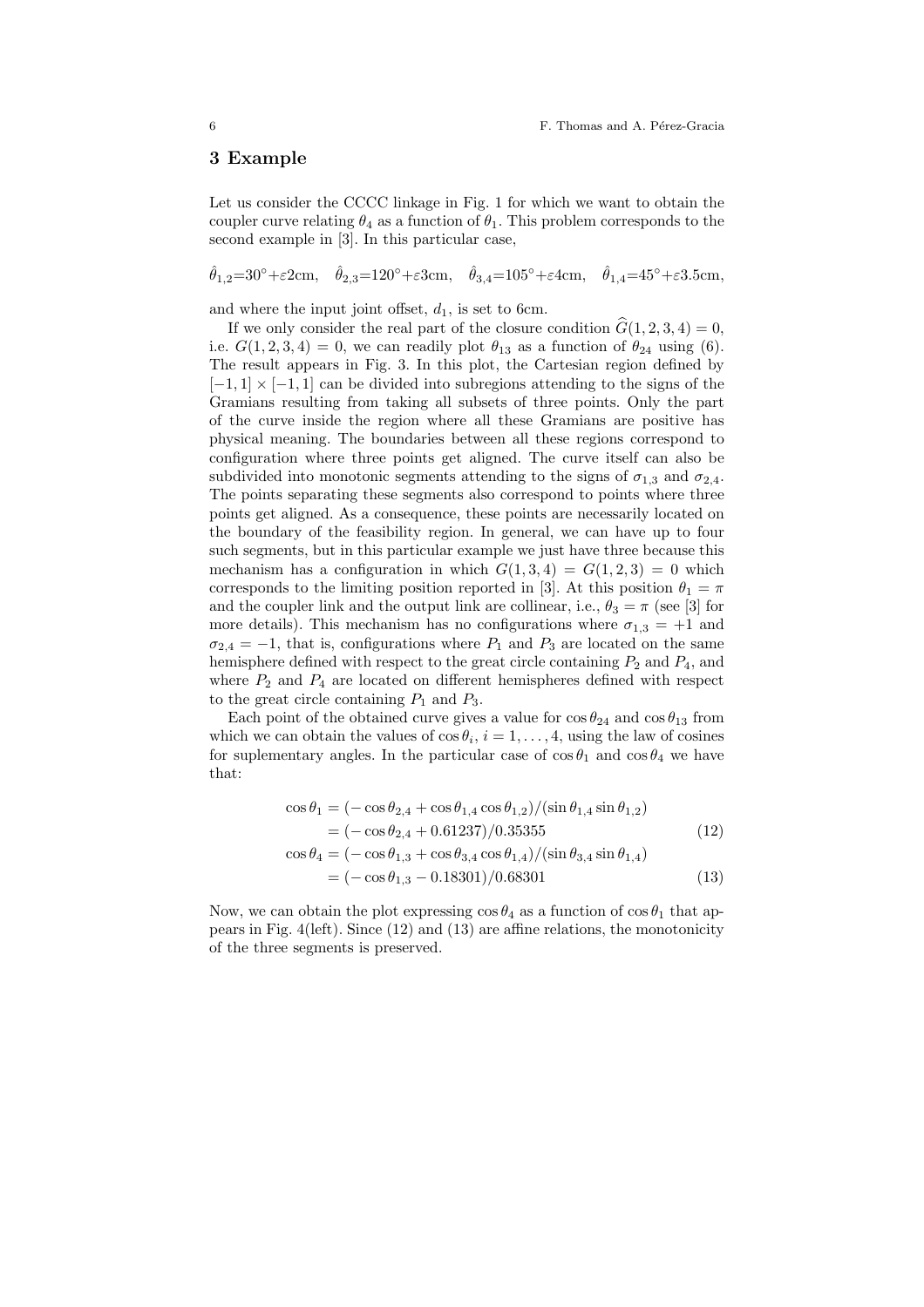## 3 Example

Let us consider the CCCC linkage in Fig. 1 for which we want to obtain the coupler curve relating $\theta_4$ as a function of $\theta_1$. This problem corresponds to the second example in [3]. In this particular case,

$$\hat{\theta}_{1,2}{=}30^\circ{+}\varepsilon 2\text{cm}, \quad \hat{\theta}_{2,3}{=}120^\circ{+}\varepsilon 3\text{cm}, \quad \hat{\theta}_{3,4}{=}105^\circ{+}\varepsilon 4\text{cm}, \quad \hat{\theta}_{1,4}{=}45^\circ{+}\varepsilon 3.5\text{cm},$$

and where the input joint offset, $d_1$, is set to 6cm.

If we only consider the real part of the closure condition $\widehat{G}(1,2,3,4) = 0$, i.e. $G(1,2,3,4) = 0$, we can readily plot $\theta_{13}$ as a function of $\theta_{24}$ using (6). The result appears in Fig. 3. In this plot, the Cartesian region defined by $[-1,1] \times [-1,1]$ can be divided into subregions attending to the signs of the Gramians resulting from taking all subsets of three points. Only the part of the curve inside the region where all these Gramians are positive has physical meaning. The boundaries between all these regions correspond to configuration where three points get aligned. The curve itself can also be subdivided into monotonic segments attending to the signs of $\sigma_{1,3}$ and $\sigma_{2,4}$. The points separating these segments also correspond to points where three points get aligned. As a consequence, these points are necessarily located on the boundary of the feasibility region. In general, we can have up to four such segments, but in this particular example we just have three because this mechanism has a configuration in which $G(1,3,4) = G(1,2,3) = 0$ which corresponds to the limiting position reported in [3]. At this position $\theta_1 = \pi$ and the coupler link and the output link are collinear, i.e., $\theta_3 = \pi$ (see [3] for more details). This mechanism has no configurations where $\sigma_{1,3} = +1$ and $\sigma_{2,4} = -1$, that is, configurations where $P_1$ and $P_3$ are located on the same hemisphere defined with respect to the great circle containing $P_2$ and $P_4$, and where $P_2$ and $P_4$ are located on different hemispheres defined with respect to the great circle containing $P_1$ and $P_3$.

Each point of the obtained curve gives a value for $\cos\theta_{24}$ and $\cos\theta_{13}$ from which we can obtain the values of $\cos\theta_i$, $i = 1, \ldots, 4$, using the law of cosines for suplementary angles. In the particular case of $\cos\theta_1$ and $\cos\theta_4$ we have that:

$$\begin{aligned}
\cos\theta_1 &= (-\cos\theta_{2,4} + \cos\theta_{1,4}\cos\theta_{1,2})/(\sin\theta_{1,4}\sin\theta_{1,2}) \\
&= (-\cos\theta_{2,4} + 0.61237)/0.35355 \qquad (12) \\
\cos\theta_4 &= (-\cos\theta_{1,3} + \cos\theta_{3,4}\cos\theta_{1,4})/(\sin\theta_{3,4}\sin\theta_{1,4}) \\
&= (-\cos\theta_{1,3} - 0.18301)/0.68301 \qquad (13)
\end{aligned}$$

Now, we can obtain the plot expressing $\cos\theta_4$ as a function of $\cos\theta_1$ that appears in Fig. 4(left). Since (12) and (13) are affine relations, the monotonicity of the three segments is preserved.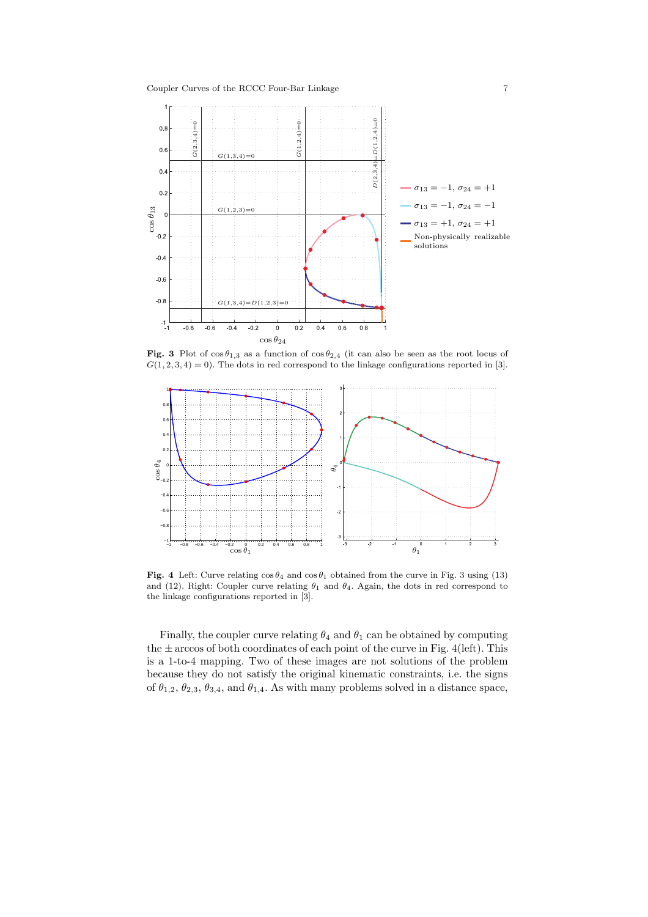**Fig. 3** Plot of $\cos\theta_{1,3}$ as a function of $\cos\theta_{2,4}$ (it can also be seen as the root locus of $G(1,2,3,4)=0$). The dots in red correspond to the linkage configurations reported in [3].

**Fig. 4** Left: Curve relating $\cos\theta_4$ and $\cos\theta_1$ obtained from the curve in Fig. 3 using (13) and (12). Right: Coupler curve relating $\theta_1$ and $\theta_4$. Again, the dots in red correspond to the linkage configurations reported in [3].

Finally, the coupler curve relating $\theta_4$ and $\theta_1$ can be obtained by computing the $\pm$ arccos of both coordinates of each point of the curve in Fig. 4(left). This is a 1-to-4 mapping. Two of these images are not solutions of the problem because they do not satisfy the original kinematic constraints, i.e. the signs of $\theta_{1,2}$, $\theta_{2,3}$, $\theta_{3,4}$, and $\theta_{1,4}$. As with many problems solved in a distance space,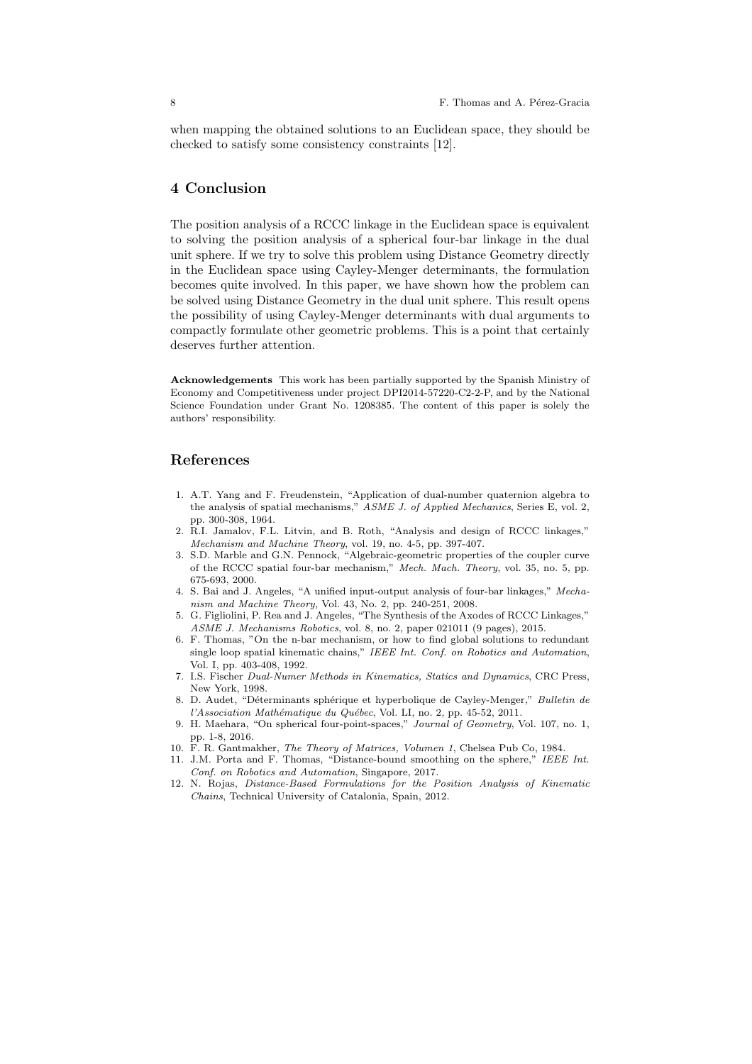when mapping the obtained solutions to an Euclidean space, they should be checked to satisfy some consistency constraints [12].

## 4 Conclusion

The position analysis of a RCCC linkage in the Euclidean space is equivalent to solving the position analysis of a spherical four-bar linkage in the dual unit sphere. If we try to solve this problem using Distance Geometry directly in the Euclidean space using Cayley-Menger determinants, the formulation becomes quite involved. In this paper, we have shown how the problem can be solved using Distance Geometry in the dual unit sphere. This result opens the possibility of using Cayley-Menger determinants with dual arguments to compactly formulate other geometric problems. This is a point that certainly deserves further attention.

**Acknowledgements** This work has been partially supported by the Spanish Ministry of Economy and Competitiveness under project DPI2014-57220-C2-2-P, and by the National Science Foundation under Grant No. 1208385. The content of this paper is solely the authors' responsibility.

## References

1. A.T. Yang and F. Freudenstein, "Application of dual-number quaternion algebra to the analysis of spatial mechanisms," *ASME J. of Applied Mechanics*, Series E, vol. 2, pp. 300-308, 1964.
2. R.I. Jamalov, F.L. Litvin, and B. Roth, "Analysis and design of RCCC linkages," *Mechanism and Machine Theory*, vol. 19, no. 4-5, pp. 397-407.
3. S.D. Marble and G.N. Pennock, "Algebraic-geometric properties of the coupler curve of the RCCC spatial four-bar mechanism," *Mech. Mach. Theory*, vol. 35, no. 5, pp. 675-693, 2000.
4. S. Bai and J. Angeles, "A unified input-output analysis of four-bar linkages," *Mechanism and Machine Theory*, Vol. 43, No. 2, pp. 240-251, 2008.
5. G. Figliolini, P. Rea and J. Angeles, "The Synthesis of the Axodes of RCCC Linkages," *ASME J. Mechanisms Robotics*, vol. 8, no. 2, paper 021011 (9 pages), 2015.
6. F. Thomas, "On the n-bar mechanism, or how to find global solutions to redundant single loop spatial kinematic chains," *IEEE Int. Conf. on Robotics and Automation*, Vol. I, pp. 403-408, 1992.
7. I.S. Fischer *Dual-Numer Methods in Kinematics, Statics and Dynamics*, CRC Press, New York, 1998.
8. D. Audet, "Déterminants sphérique et hyperbolique de Cayley-Menger," *Bulletin de l'Association Mathématique du Québec*, Vol. LI, no. 2, pp. 45-52, 2011.
9. H. Maehara, "On spherical four-point-spaces," *Journal of Geometry*, Vol. 107, no. 1, pp. 1-8, 2016.
10. F. R. Gantmakher, *The Theory of Matrices, Volumen 1*, Chelsea Pub Co, 1984.
11. J.M. Porta and F. Thomas, "Distance-bound smoothing on the sphere," *IEEE Int. Conf. on Robotics and Automation*, Singapore, 2017.
12. N. Rojas, *Distance-Based Formulations for the Position Analysis of Kinematic Chains*, Technical University of Catalonia, Spain, 2012.